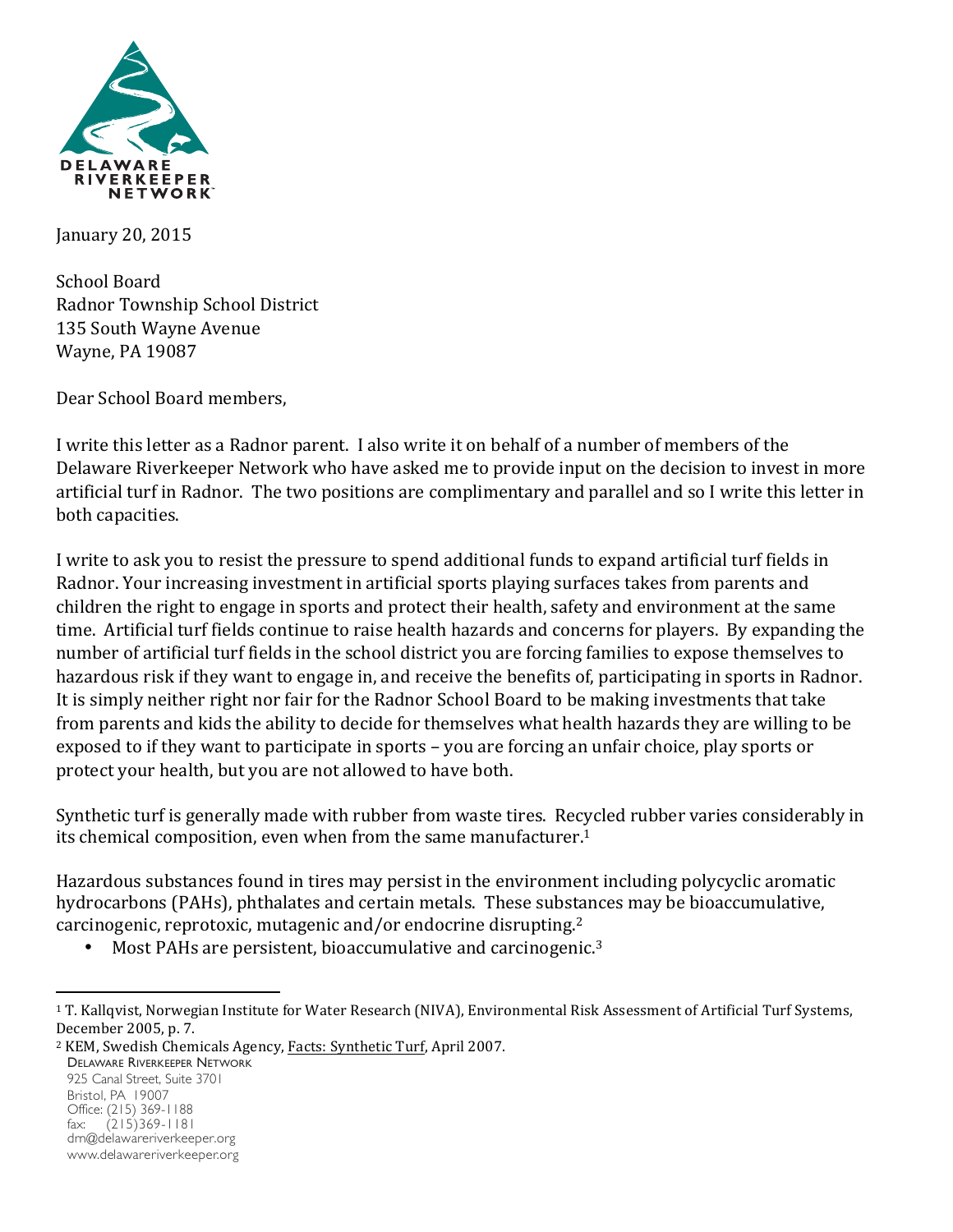DELAWARE RIVERKEEPER NETWORK

January 20, 2015

School Board
Radnor Township School District
135 South Wayne Avenue
Wayne, PA 19087

Dear School Board members,

I write this letter as a Radnor parent. I also write it on behalf of a number of members of the Delaware Riverkeeper Network who have asked me to provide input on the decision to invest in more artificial turf in Radnor. The two positions are complimentary and parallel and so I write this letter in both capacities.

I write to ask you to resist the pressure to spend additional funds to expand artificial turf fields in Radnor. Your increasing investment in artificial sports playing surfaces takes from parents and children the right to engage in sports and protect their health, safety and environment at the same time. Artificial turf fields continue to raise health hazards and concerns for players. By expanding the number of artificial turf fields in the school district you are forcing families to expose themselves to hazardous risk if they want to engage in, and receive the benefits of, participating in sports in Radnor. It is simply neither right nor fair for the Radnor School Board to be making investments that take from parents and kids the ability to decide for themselves what health hazards they are willing to be exposed to if they want to participate in sports – you are forcing an unfair choice, play sports or protect your health, but you are not allowed to have both.

Synthetic turf is generally made with rubber from waste tires. Recycled rubber varies considerably in its chemical composition, even when from the same manufacturer.[1]

Hazardous substances found in tires may persist in the environment including polycyclic aromatic hydrocarbons (PAHs), phthalates and certain metals. These substances may be bioaccumulative, carcinogenic, reprotoxic, mutagenic and/or endocrine disrupting.[2]

- Most PAHs are persistent, bioaccumulative and carcinogenic.[3]

[1] T. Kallqvist, Norwegian Institute for Water Research (NIVA), Environmental Risk Assessment of Artificial Turf Systems, December 2005, p. 7.

[2] KEM, Swedish Chemicals Agency, Facts: Synthetic Turf, April 2007.

DELAWARE RIVERKEEPER NETWORK
925 Canal Street, Suite 3701
Bristol, PA 19007
Office: (215) 369-1188
fax: (215)369-1181
drn@delawareriverkeeper.org
www.delawareriverkeeper.org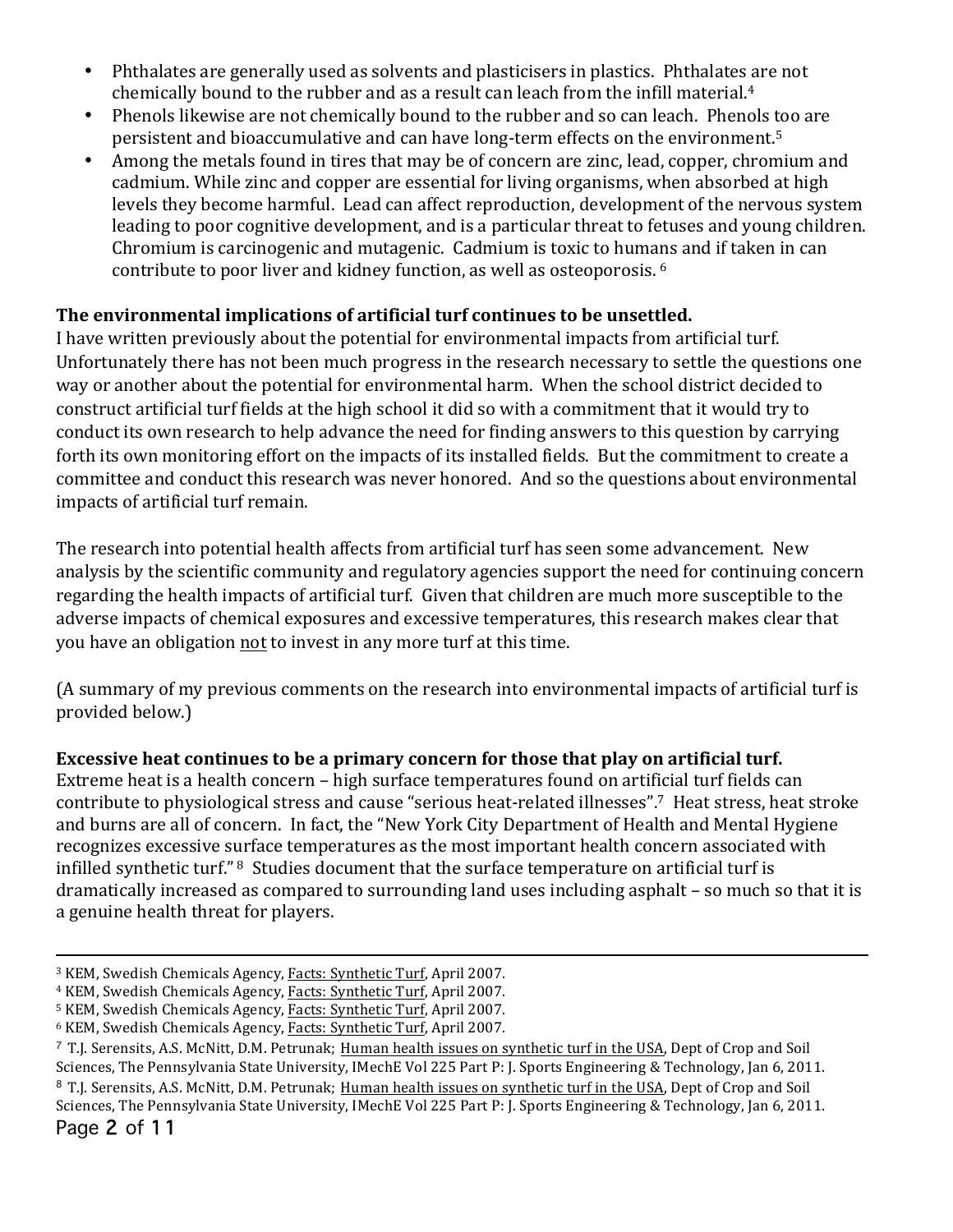- Phthalates are generally used as solvents and plasticisers in plastics. Phthalates are not chemically bound to the rubber and as a result can leach from the infill material.[4]
- Phenols likewise are not chemically bound to the rubber and so can leach. Phenols too are persistent and bioaccumulative and can have long-term effects on the environment.[5]
- Among the metals found in tires that may be of concern are zinc, lead, copper, chromium and cadmium. While zinc and copper are essential for living organisms, when absorbed at high levels they become harmful. Lead can affect reproduction, development of the nervous system leading to poor cognitive development, and is a particular threat to fetuses and young children. Chromium is carcinogenic and mutagenic. Cadmium is toxic to humans and if taken in can contribute to poor liver and kidney function, as well as osteoporosis. [6]

**The environmental implications of artificial turf continues to be unsettled.**

I have written previously about the potential for environmental impacts from artificial turf. Unfortunately there has not been much progress in the research necessary to settle the questions one way or another about the potential for environmental harm. When the school district decided to construct artificial turf fields at the high school it did so with a commitment that it would try to conduct its own research to help advance the need for finding answers to this question by carrying forth its own monitoring effort on the impacts of its installed fields. But the commitment to create a committee and conduct this research was never honored. And so the questions about environmental impacts of artificial turf remain.

The research into potential health affects from artificial turf has seen some advancement. New analysis by the scientific community and regulatory agencies support the need for continuing concern regarding the health impacts of artificial turf. Given that children are much more susceptible to the adverse impacts of chemical exposures and excessive temperatures, this research makes clear that you have an obligation <u>not</u> to invest in any more turf at this time.

(A summary of my previous comments on the research into environmental impacts of artificial turf is provided below.)

**Excessive heat continues to be a primary concern for those that play on artificial turf.**

Extreme heat is a health concern – high surface temperatures found on artificial turf fields can contribute to physiological stress and cause "serious heat-related illnesses".[7] Heat stress, heat stroke and burns are all of concern. In fact, the "New York City Department of Health and Mental Hygiene recognizes excessive surface temperatures as the most important health concern associated with infilled synthetic turf." [8] Studies document that the surface temperature on artificial turf is dramatically increased as compared to surrounding land uses including asphalt – so much so that it is a genuine health threat for players.

---

[3] KEM, Swedish Chemicals Agency, Facts: Synthetic Turf, April 2007.
[4] KEM, Swedish Chemicals Agency, Facts: Synthetic Turf, April 2007.
[5] KEM, Swedish Chemicals Agency, Facts: Synthetic Turf, April 2007.
[6] KEM, Swedish Chemicals Agency, Facts: Synthetic Turf, April 2007.
[7] T.J. Serensits, A.S. McNitt, D.M. Petrunak; Human health issues on synthetic turf in the USA, Dept of Crop and Soil Sciences, The Pennsylvania State University, IMechE Vol 225 Part P: J. Sports Engineering & Technology, Jan 6, 2011.
[8] T.J. Serensits, A.S. McNitt, D.M. Petrunak; Human health issues on synthetic turf in the USA, Dept of Crop and Soil Sciences, The Pennsylvania State University, IMechE Vol 225 Part P: J. Sports Engineering & Technology, Jan 6, 2011.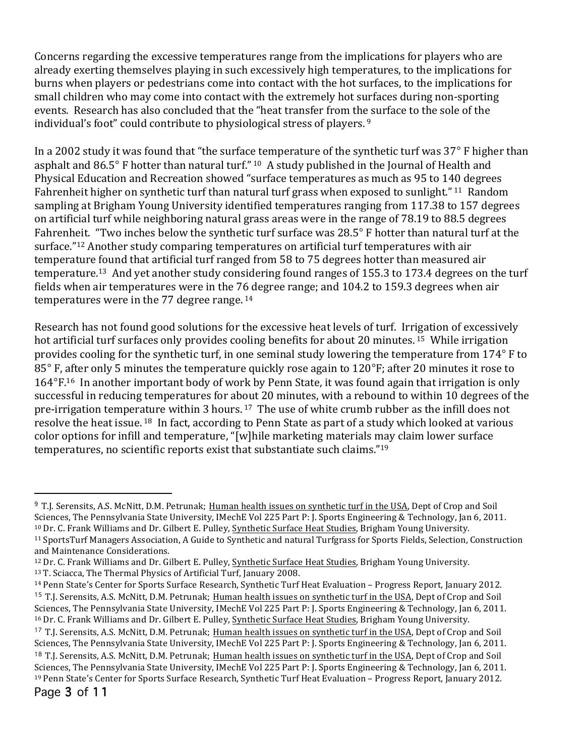Concerns regarding the excessive temperatures range from the implications for players who are already exerting themselves playing in such excessively high temperatures, to the implications for burns when players or pedestrians come into contact with the hot surfaces, to the implications for small children who may come into contact with the extremely hot surfaces during non-sporting events. Research has also concluded that the "heat transfer from the surface to the sole of the individual's foot" could contribute to physiological stress of players. [9]

In a 2002 study it was found that "the surface temperature of the synthetic turf was 37° F higher than asphalt and 86.5° F hotter than natural turf." [10] A study published in the Journal of Health and Physical Education and Recreation showed "surface temperatures as much as 95 to 140 degrees Fahrenheit higher on synthetic turf than natural turf grass when exposed to sunlight." [11] Random sampling at Brigham Young University identified temperatures ranging from 117.38 to 157 degrees on artificial turf while neighboring natural grass areas were in the range of 78.19 to 88.5 degrees Fahrenheit. "Two inches below the synthetic turf surface was 28.5° F hotter than natural turf at the surface."[12] Another study comparing temperatures on artificial turf temperatures with air temperature found that artificial turf ranged from 58 to 75 degrees hotter than measured air temperature.[13] And yet another study considering found ranges of 155.3 to 173.4 degrees on the turf fields when air temperatures were in the 76 degree range; and 104.2 to 159.3 degrees when air temperatures were in the 77 degree range. [14]

Research has not found good solutions for the excessive heat levels of turf. Irrigation of excessively hot artificial turf surfaces only provides cooling benefits for about 20 minutes. [15] While irrigation provides cooling for the synthetic turf, in one seminal study lowering the temperature from 174° F to 85° F, after only 5 minutes the temperature quickly rose again to 120°F; after 20 minutes it rose to 164°F.[16] In another important body of work by Penn State, it was found again that irrigation is only successful in reducing temperatures for about 20 minutes, with a rebound to within 10 degrees of the pre-irrigation temperature within 3 hours. [17] The use of white crumb rubber as the infill does not resolve the heat issue. [18] In fact, according to Penn State as part of a study which looked at various color options for infill and temperature, "[w]hile marketing materials may claim lower surface temperatures, no scientific reports exist that substantiate such claims."[19]

---

[9] T.J. Serensits, A.S. McNitt, D.M. Petrunak; Human health issues on synthetic turf in the USA, Dept of Crop and Soil Sciences, The Pennsylvania State University, IMechE Vol 225 Part P: J. Sports Engineering & Technology, Jan 6, 2011.

[10] Dr. C. Frank Williams and Dr. Gilbert E. Pulley, Synthetic Surface Heat Studies, Brigham Young University.

[11] SportsTurf Managers Association, A Guide to Synthetic and natural Turfgrass for Sports Fields, Selection, Construction and Maintenance Considerations.

[12] Dr. C. Frank Williams and Dr. Gilbert E. Pulley, Synthetic Surface Heat Studies, Brigham Young University.

[13] T. Sciacca, The Thermal Physics of Artificial Turf, January 2008.

[14] Penn State's Center for Sports Surface Research, Synthetic Turf Heat Evaluation – Progress Report, January 2012.

[15] T.J. Serensits, A.S. McNitt, D.M. Petrunak; Human health issues on synthetic turf in the USA, Dept of Crop and Soil Sciences, The Pennsylvania State University, IMechE Vol 225 Part P: J. Sports Engineering & Technology, Jan 6, 2011.

[16] Dr. C. Frank Williams and Dr. Gilbert E. Pulley, Synthetic Surface Heat Studies, Brigham Young University.

[17] T.J. Serensits, A.S. McNitt, D.M. Petrunak; Human health issues on synthetic turf in the USA, Dept of Crop and Soil Sciences, The Pennsylvania State University, IMechE Vol 225 Part P: J. Sports Engineering & Technology, Jan 6, 2011.

[18] T.J. Serensits, A.S. McNitt, D.M. Petrunak; Human health issues on synthetic turf in the USA, Dept of Crop and Soil Sciences, The Pennsylvania State University, IMechE Vol 225 Part P: J. Sports Engineering & Technology, Jan 6, 2011.

[19] Penn State's Center for Sports Surface Research, Synthetic Turf Heat Evaluation – Progress Report, January 2012.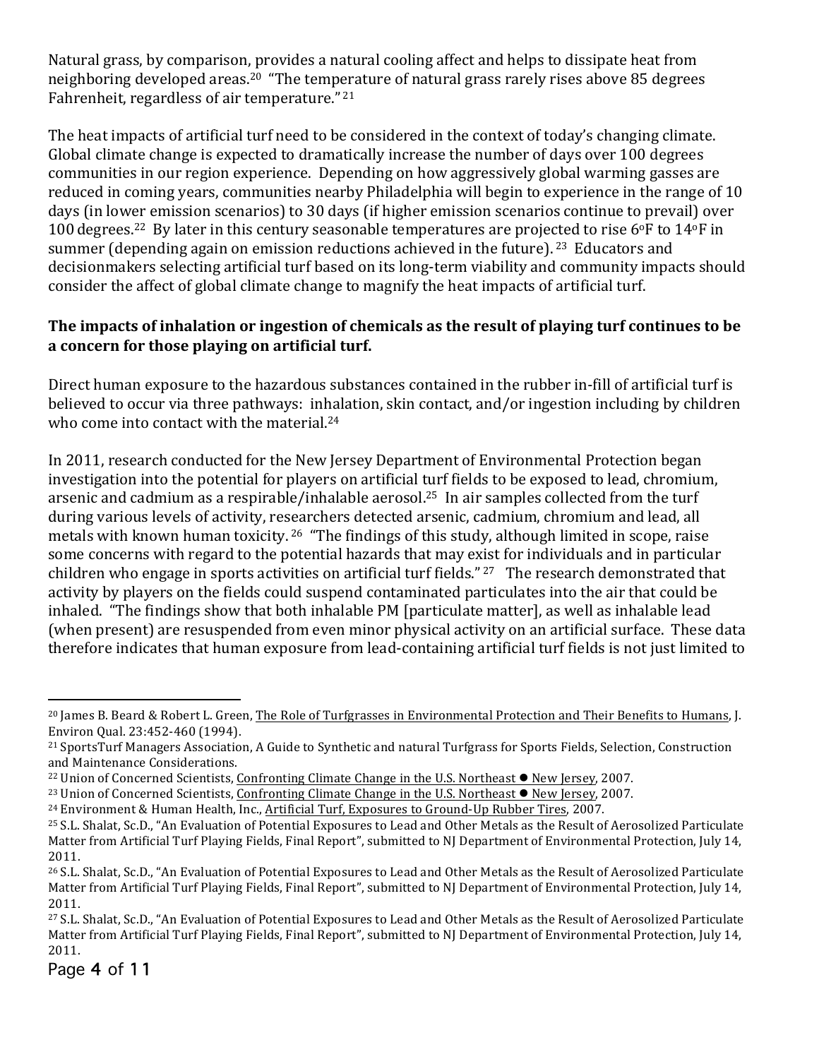Natural grass, by comparison, provides a natural cooling affect and helps to dissipate heat from neighboring developed areas.[20] "The temperature of natural grass rarely rises above 85 degrees Fahrenheit, regardless of air temperature."[21]

The heat impacts of artificial turf need to be considered in the context of today's changing climate. Global climate change is expected to dramatically increase the number of days over 100 degrees communities in our region experience. Depending on how aggressively global warming gasses are reduced in coming years, communities nearby Philadelphia will begin to experience in the range of 10 days (in lower emission scenarios) to 30 days (if higher emission scenarios continue to prevail) over 100 degrees.[22] By later in this century seasonable temperatures are projected to rise 6°F to 14°F in summer (depending again on emission reductions achieved in the future).[23] Educators and decisionmakers selecting artificial turf based on its long-term viability and community impacts should consider the affect of global climate change to magnify the heat impacts of artificial turf.

**The impacts of inhalation or ingestion of chemicals as the result of playing turf continues to be a concern for those playing on artificial turf.**

Direct human exposure to the hazardous substances contained in the rubber in-fill of artificial turf is believed to occur via three pathways: inhalation, skin contact, and/or ingestion including by children who come into contact with the material.[24]

In 2011, research conducted for the New Jersey Department of Environmental Protection began investigation into the potential for players on artificial turf fields to be exposed to lead, chromium, arsenic and cadmium as a respirable/inhalable aerosol.[25] In air samples collected from the turf during various levels of activity, researchers detected arsenic, cadmium, chromium and lead, all metals with known human toxicity.[26] "The findings of this study, although limited in scope, raise some concerns with regard to the potential hazards that may exist for individuals and in particular children who engage in sports activities on artificial turf fields."[27] The research demonstrated that activity by players on the fields could suspend contaminated particulates into the air that could be inhaled. "The findings show that both inhalable PM [particulate matter], as well as inhalable lead (when present) are resuspended from even minor physical activity on an artificial surface. These data therefore indicates that human exposure from lead-containing artificial turf fields is not just limited to

---

[20] James B. Beard & Robert L. Green, The Role of Turfgrasses in Environmental Protection and Their Benefits to Humans, J. Environ Qual. 23:452-460 (1994).

[21] SportsTurf Managers Association, A Guide to Synthetic and natural Turfgrass for Sports Fields, Selection, Construction and Maintenance Considerations.

[22] Union of Concerned Scientists, Confronting Climate Change in the U.S. Northeast ● New Jersey, 2007.

[23] Union of Concerned Scientists, Confronting Climate Change in the U.S. Northeast ● New Jersey, 2007.

[24] Environment & Human Health, Inc., Artificial Turf, Exposures to Ground-Up Rubber Tires, 2007.

[25] S.L. Shalat, Sc.D., "An Evaluation of Potential Exposures to Lead and Other Metals as the Result of Aerosolized Particulate Matter from Artificial Turf Playing Fields, Final Report", submitted to NJ Department of Environmental Protection, July 14, 2011.

[26] S.L. Shalat, Sc.D., "An Evaluation of Potential Exposures to Lead and Other Metals as the Result of Aerosolized Particulate Matter from Artificial Turf Playing Fields, Final Report", submitted to NJ Department of Environmental Protection, July 14, 2011.

[27] S.L. Shalat, Sc.D., "An Evaluation of Potential Exposures to Lead and Other Metals as the Result of Aerosolized Particulate Matter from Artificial Turf Playing Fields, Final Report", submitted to NJ Department of Environmental Protection, July 14, 2011.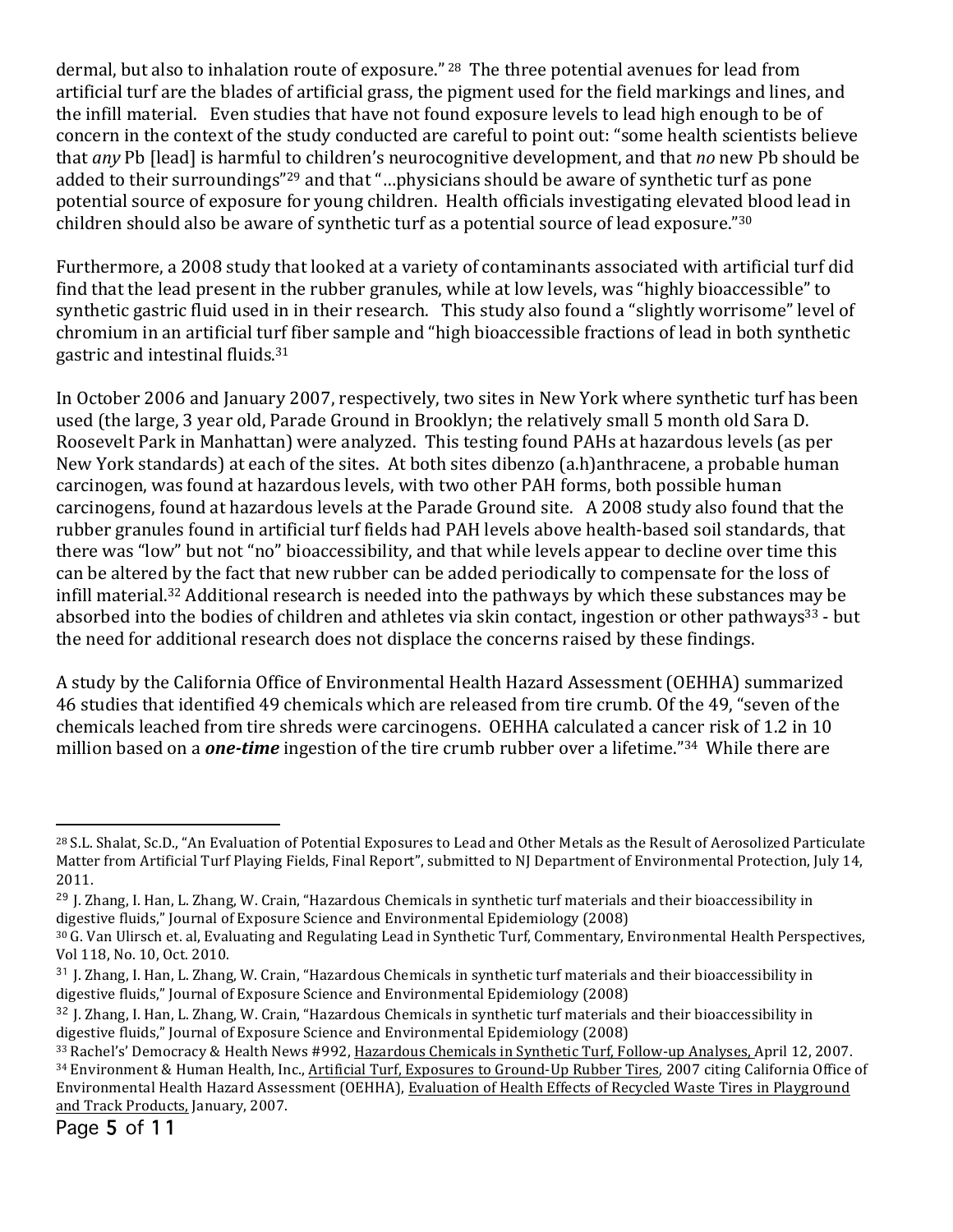dermal, but also to inhalation route of exposure." [28] The three potential avenues for lead from artificial turf are the blades of artificial grass, the pigment used for the field markings and lines, and the infill material. Even studies that have not found exposure levels to lead high enough to be of concern in the context of the study conducted are careful to point out: "some health scientists believe that *any* Pb [lead] is harmful to children's neurocognitive development, and that *no* new Pb should be added to their surroundings"[29] and that "…physicians should be aware of synthetic turf as pone potential source of exposure for young children. Health officials investigating elevated blood lead in children should also be aware of synthetic turf as a potential source of lead exposure."[30]

Furthermore, a 2008 study that looked at a variety of contaminants associated with artificial turf did find that the lead present in the rubber granules, while at low levels, was "highly bioaccessible" to synthetic gastric fluid used in in their research. This study also found a "slightly worrisome" level of chromium in an artificial turf fiber sample and "high bioaccessible fractions of lead in both synthetic gastric and intestinal fluids.[31]

In October 2006 and January 2007, respectively, two sites in New York where synthetic turf has been used (the large, 3 year old, Parade Ground in Brooklyn; the relatively small 5 month old Sara D. Roosevelt Park in Manhattan) were analyzed. This testing found PAHs at hazardous levels (as per New York standards) at each of the sites. At both sites dibenzo (a.h)anthracene, a probable human carcinogen, was found at hazardous levels, with two other PAH forms, both possible human carcinogens, found at hazardous levels at the Parade Ground site. A 2008 study also found that the rubber granules found in artificial turf fields had PAH levels above health-based soil standards, that there was "low" but not "no" bioaccessibility, and that while levels appear to decline over time this can be altered by the fact that new rubber can be added periodically to compensate for the loss of infill material.[32] Additional research is needed into the pathways by which these substances may be absorbed into the bodies of children and athletes via skin contact, ingestion or other pathways[33] - but the need for additional research does not displace the concerns raised by these findings.

A study by the California Office of Environmental Health Hazard Assessment (OEHHA) summarized 46 studies that identified 49 chemicals which are released from tire crumb. Of the 49, "seven of the chemicals leached from tire shreds were carcinogens. OEHHA calculated a cancer risk of 1.2 in 10 million based on a ***one-time*** ingestion of the tire crumb rubber over a lifetime."[34] While there are

---

[28] S.L. Shalat, Sc.D., "An Evaluation of Potential Exposures to Lead and Other Metals as the Result of Aerosolized Particulate Matter from Artificial Turf Playing Fields, Final Report", submitted to NJ Department of Environmental Protection, July 14, 2011.

[29] J. Zhang, I. Han, L. Zhang, W. Crain, "Hazardous Chemicals in synthetic turf materials and their bioaccessibility in digestive fluids," Journal of Exposure Science and Environmental Epidemiology (2008)

[30] G. Van Ulirsch et. al, Evaluating and Regulating Lead in Synthetic Turf, Commentary, Environmental Health Perspectives, Vol 118, No. 10, Oct. 2010.

[31] J. Zhang, I. Han, L. Zhang, W. Crain, "Hazardous Chemicals in synthetic turf materials and their bioaccessibility in digestive fluids," Journal of Exposure Science and Environmental Epidemiology (2008)

[32] J. Zhang, I. Han, L. Zhang, W. Crain, "Hazardous Chemicals in synthetic turf materials and their bioaccessibility in digestive fluids," Journal of Exposure Science and Environmental Epidemiology (2008)

[33] Rachel's' Democracy & Health News #992, Hazardous Chemicals in Synthetic Turf, Follow-up Analyses, April 12, 2007.

[34] Environment & Human Health, Inc., Artificial Turf, Exposures to Ground-Up Rubber Tires, 2007 citing California Office of Environmental Health Hazard Assessment (OEHHA), Evaluation of Health Effects of Recycled Waste Tires in Playground and Track Products, January, 2007.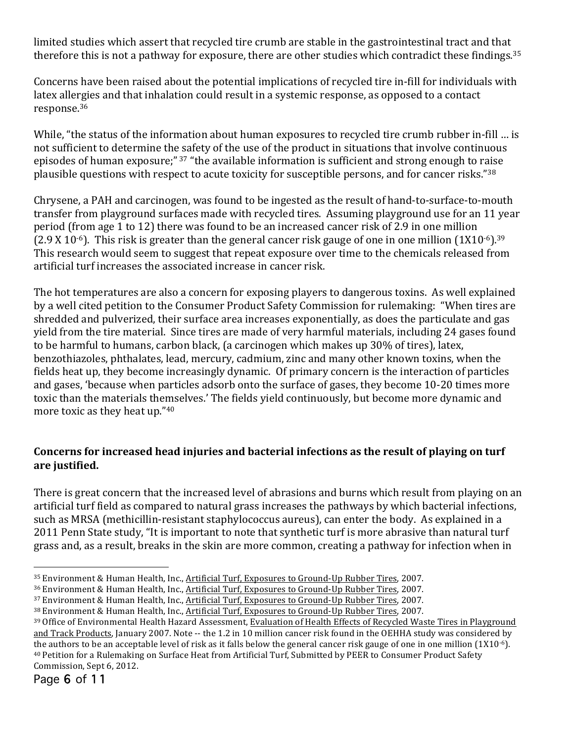limited studies which assert that recycled tire crumb are stable in the gastrointestinal tract and that therefore this is not a pathway for exposure, there are other studies which contradict these findings.[35]

Concerns have been raised about the potential implications of recycled tire in-fill for individuals with latex allergies and that inhalation could result in a systemic response, as opposed to a contact response.[36]

While, "the status of the information about human exposures to recycled tire crumb rubber in-fill … is not sufficient to determine the safety of the use of the product in situations that involve continuous episodes of human exposure;" [37] "the available information is sufficient and strong enough to raise plausible questions with respect to acute toxicity for susceptible persons, and for cancer risks."[38]

Chrysene, a PAH and carcinogen, was found to be ingested as the result of hand-to-surface-to-mouth transfer from playground surfaces made with recycled tires. Assuming playground use for an 11 year period (from age 1 to 12) there was found to be an increased cancer risk of 2.9 in one million ($2.9 \times 10^{-6}$). This risk is greater than the general cancer risk gauge of one in one million ($1 \times 10^{-6}$).[39] This research would seem to suggest that repeat exposure over time to the chemicals released from artificial turf increases the associated increase in cancer risk.

The hot temperatures are also a concern for exposing players to dangerous toxins. As well explained by a well cited petition to the Consumer Product Safety Commission for rulemaking: "When tires are shredded and pulverized, their surface area increases exponentially, as does the particulate and gas yield from the tire material. Since tires are made of very harmful materials, including 24 gases found to be harmful to humans, carbon black, (a carcinogen which makes up 30% of tires), latex, benzothiazoles, phthalates, lead, mercury, cadmium, zinc and many other known toxins, when the fields heat up, they become increasingly dynamic. Of primary concern is the interaction of particles and gases, 'because when particles adsorb onto the surface of gases, they become 10-20 times more toxic than the materials themselves.' The fields yield continuously, but become more dynamic and more toxic as they heat up."[40]

**Concerns for increased head injuries and bacterial infections as the result of playing on turf are justified.**

There is great concern that the increased level of abrasions and burns which result from playing on an artificial turf field as compared to natural grass increases the pathways by which bacterial infections, such as MRSA (methicillin-resistant staphylococcus aureus), can enter the body. As explained in a 2011 Penn State study, "It is important to note that synthetic turf is more abrasive than natural turf grass and, as a result, breaks in the skin are more common, creating a pathway for infection when in

---

[35] Environment & Human Health, Inc., Artificial Turf, Exposures to Ground-Up Rubber Tires, 2007.

[36] Environment & Human Health, Inc., Artificial Turf, Exposures to Ground-Up Rubber Tires, 2007.

[37] Environment & Human Health, Inc., Artificial Turf, Exposures to Ground-Up Rubber Tires, 2007.

[38] Environment & Human Health, Inc., Artificial Turf, Exposures to Ground-Up Rubber Tires, 2007.

[39] Office of Environmental Health Hazard Assessment, Evaluation of Health Effects of Recycled Waste Tires in Playground and Track Products, January 2007. Note -- the 1.2 in 10 million cancer risk found in the OEHHA study was considered by the authors to be an acceptable level of risk as it falls below the general cancer risk gauge of one in one million ($1 \times 10^{-6}$).

[40] Petition for a Rulemaking on Surface Heat from Artificial Turf, Submitted by PEER to Consumer Product Safety Commission, Sept 6, 2012.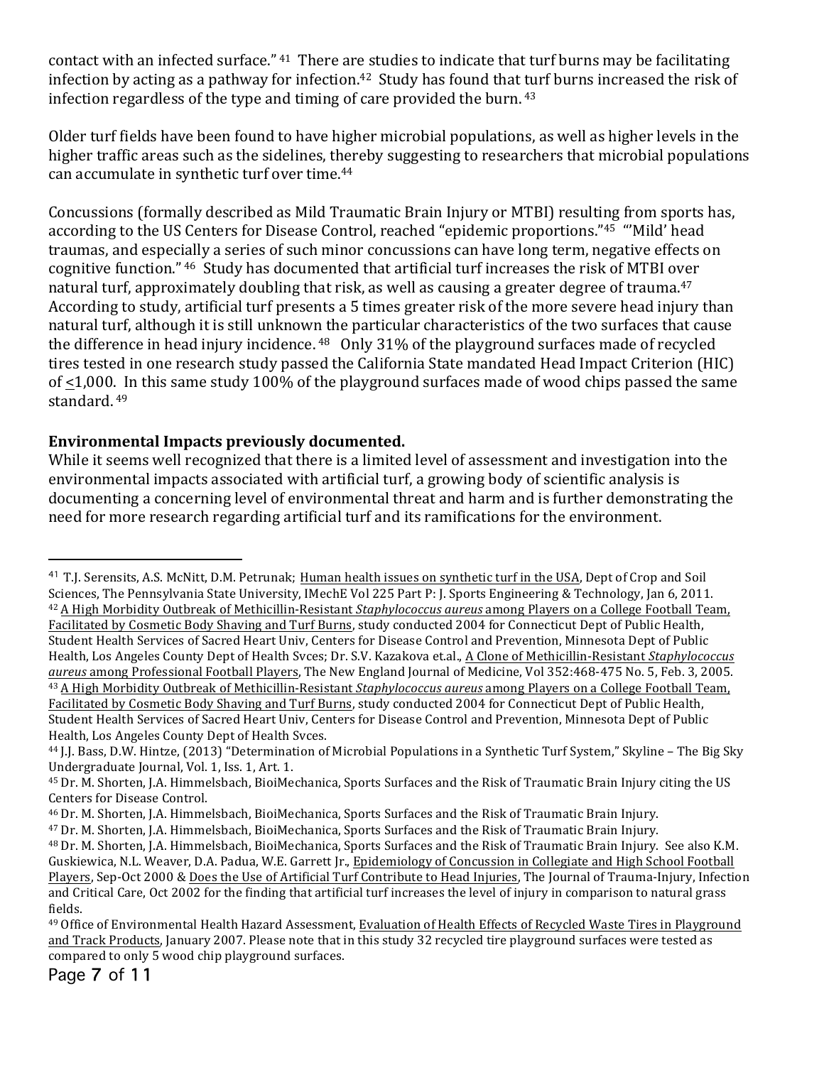contact with an infected surface."[41] There are studies to indicate that turf burns may be facilitating infection by acting as a pathway for infection.[42] Study has found that turf burns increased the risk of infection regardless of the type and timing of care provided the burn.[43]

Older turf fields have been found to have higher microbial populations, as well as higher levels in the higher traffic areas such as the sidelines, thereby suggesting to researchers that microbial populations can accumulate in synthetic turf over time.[44]

Concussions (formally described as Mild Traumatic Brain Injury or MTBI) resulting from sports has, according to the US Centers for Disease Control, reached "epidemic proportions."[45] "'Mild' head traumas, and especially a series of such minor concussions can have long term, negative effects on cognitive function."[46] Study has documented that artificial turf increases the risk of MTBI over natural turf, approximately doubling that risk, as well as causing a greater degree of trauma.[47] According to study, artificial turf presents a 5 times greater risk of the more severe head injury than natural turf, although it is still unknown the particular characteristics of the two surfaces that cause the difference in head injury incidence.[48] Only 31% of the playground surfaces made of recycled tires tested in one research study passed the California State mandated Head Impact Criterion (HIC) of <u><</u>1,000. In this same study 100% of the playground surfaces made of wood chips passed the same standard.[49]

**Environmental Impacts previously documented.**

While it seems well recognized that there is a limited level of assessment and investigation into the environmental impacts associated with artificial turf, a growing body of scientific analysis is documenting a concerning level of environmental threat and harm and is further demonstrating the need for more research regarding artificial turf and its ramifications for the environment.

---

[41] T.J. Serensits, A.S. McNitt, D.M. Petrunak; Human health issues on synthetic turf in the USA, Dept of Crop and Soil Sciences, The Pennsylvania State University, IMechE Vol 225 Part P: J. Sports Engineering & Technology, Jan 6, 2011.

[42] A High Morbidity Outbreak of Methicillin-Resistant *Staphylococcus aureus* among Players on a College Football Team, Facilitated by Cosmetic Body Shaving and Turf Burns, study conducted 2004 for Connecticut Dept of Public Health, Student Health Services of Sacred Heart Univ, Centers for Disease Control and Prevention, Minnesota Dept of Public Health, Los Angeles County Dept of Health Svces; Dr. S.V. Kazakova et.al., A Clone of Methicillin-Resistant *Staphylococcus aureus* among Professional Football Players, The New England Journal of Medicine, Vol 352:468-475 No. 5, Feb. 3, 2005.

[43] A High Morbidity Outbreak of Methicillin-Resistant *Staphylococcus aureus* among Players on a College Football Team, Facilitated by Cosmetic Body Shaving and Turf Burns, study conducted 2004 for Connecticut Dept of Public Health, Student Health Services of Sacred Heart Univ, Centers for Disease Control and Prevention, Minnesota Dept of Public Health, Los Angeles County Dept of Health Svces.

[44] J.J. Bass, D.W. Hintze, (2013) "Determination of Microbial Populations in a Synthetic Turf System," Skyline – The Big Sky Undergraduate Journal, Vol. 1, Iss. 1, Art. 1.

[45] Dr. M. Shorten, J.A. Himmelsbach, BioiMechanica, Sports Surfaces and the Risk of Traumatic Brain Injury citing the US Centers for Disease Control.

[46] Dr. M. Shorten, J.A. Himmelsbach, BioiMechanica, Sports Surfaces and the Risk of Traumatic Brain Injury.

[47] Dr. M. Shorten, J.A. Himmelsbach, BioiMechanica, Sports Surfaces and the Risk of Traumatic Brain Injury.

[48] Dr. M. Shorten, J.A. Himmelsbach, BioiMechanica, Sports Surfaces and the Risk of Traumatic Brain Injury. See also K.M. Guskiewica, N.L. Weaver, D.A. Padua, W.E. Garrett Jr., Epidemiology of Concussion in Collegiate and High School Football Players, Sep-Oct 2000 & Does the Use of Artificial Turf Contribute to Head Injuries, The Journal of Trauma-Injury, Infection and Critical Care, Oct 2002 for the finding that artificial turf increases the level of injury in comparison to natural grass fields.

[49] Office of Environmental Health Hazard Assessment, Evaluation of Health Effects of Recycled Waste Tires in Playground and Track Products, January 2007. Please note that in this study 32 recycled tire playground surfaces were tested as compared to only 5 wood chip playground surfaces.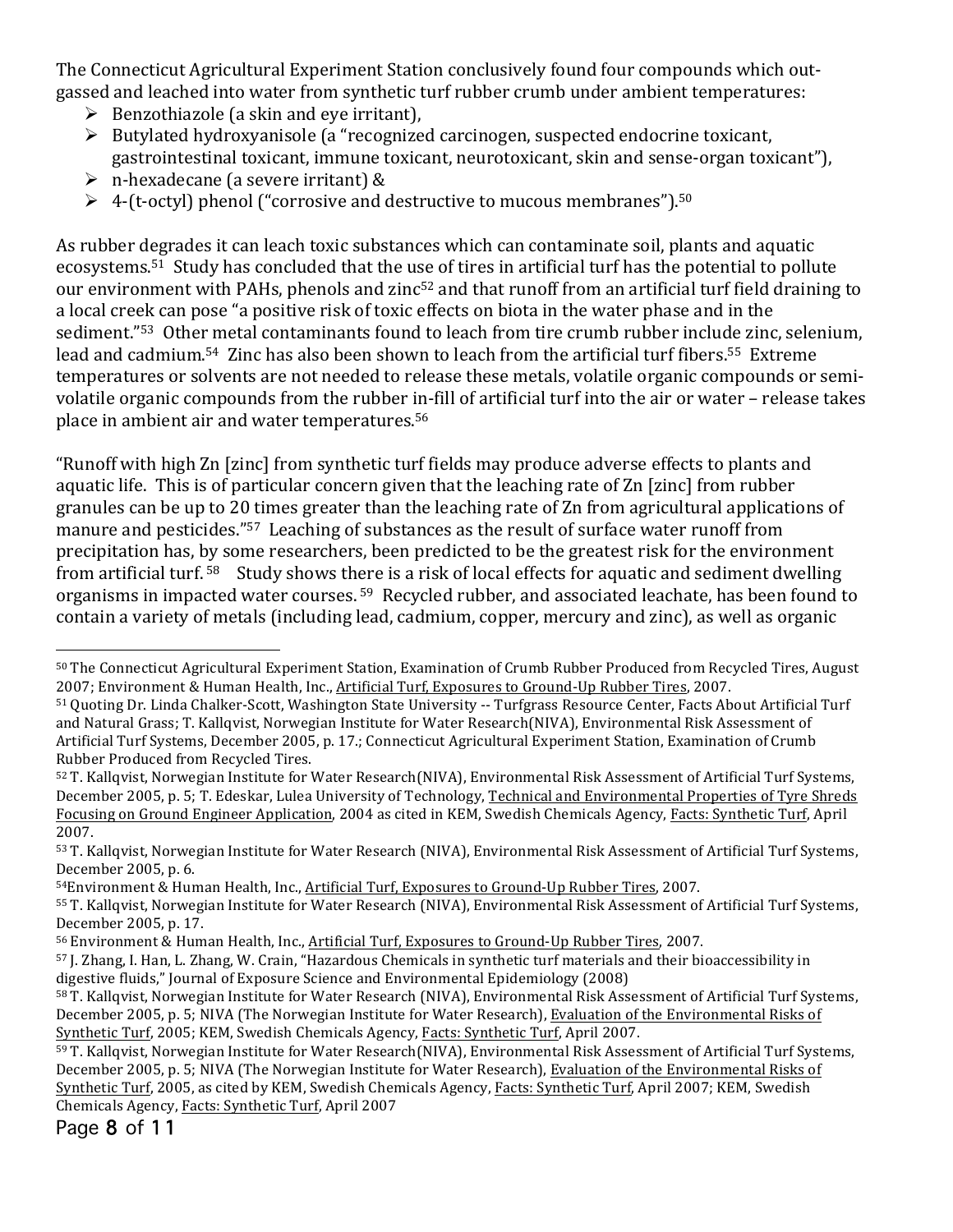The Connecticut Agricultural Experiment Station conclusively found four compounds which out-gassed and leached into water from synthetic turf rubber crumb under ambient temperatures:

- Benzothiazole (a skin and eye irritant),
- Butylated hydroxyanisole (a "recognized carcinogen, suspected endocrine toxicant, gastrointestinal toxicant, immune toxicant, neurotoxicant, skin and sense-organ toxicant"),
- n-hexadecane (a severe irritant) &
- 4-(t-octyl) phenol ("corrosive and destructive to mucous membranes").[50]

As rubber degrades it can leach toxic substances which can contaminate soil, plants and aquatic ecosystems.[51] Study has concluded that the use of tires in artificial turf has the potential to pollute our environment with PAHs, phenols and zinc[52] and that runoff from an artificial turf field draining to a local creek can pose "a positive risk of toxic effects on biota in the water phase and in the sediment."[53] Other metal contaminants found to leach from tire crumb rubber include zinc, selenium, lead and cadmium.[54] Zinc has also been shown to leach from the artificial turf fibers.[55] Extreme temperatures or solvents are not needed to release these metals, volatile organic compounds or semi-volatile organic compounds from the rubber in-fill of artificial turf into the air or water – release takes place in ambient air and water temperatures.[56]

"Runoff with high Zn [zinc] from synthetic turf fields may produce adverse effects to plants and aquatic life. This is of particular concern given that the leaching rate of Zn [zinc] from rubber granules can be up to 20 times greater than the leaching rate of Zn from agricultural applications of manure and pesticides."[57] Leaching of substances as the result of surface water runoff from precipitation has, by some researchers, been predicted to be the greatest risk for the environment from artificial turf.[58] Study shows there is a risk of local effects for aquatic and sediment dwelling organisms in impacted water courses.[59] Recycled rubber, and associated leachate, has been found to contain a variety of metals (including lead, cadmium, copper, mercury and zinc), as well as organic

---

[50] The Connecticut Agricultural Experiment Station, Examination of Crumb Rubber Produced from Recycled Tires, August 2007; Environment & Human Health, Inc., Artificial Turf, Exposures to Ground-Up Rubber Tires, 2007.

[51] Quoting Dr. Linda Chalker-Scott, Washington State University -- Turfgrass Resource Center, Facts About Artificial Turf and Natural Grass; T. Kallqvist, Norwegian Institute for Water Research(NIVA), Environmental Risk Assessment of Artificial Turf Systems, December 2005, p. 17.; Connecticut Agricultural Experiment Station, Examination of Crumb Rubber Produced from Recycled Tires.

[52] T. Kallqvist, Norwegian Institute for Water Research(NIVA), Environmental Risk Assessment of Artificial Turf Systems, December 2005, p. 5; T. Edeskar, Lulea University of Technology, Technical and Environmental Properties of Tyre Shreds Focusing on Ground Engineer Application, 2004 as cited in KEM, Swedish Chemicals Agency, Facts: Synthetic Turf, April 2007.

[53] T. Kallqvist, Norwegian Institute for Water Research (NIVA), Environmental Risk Assessment of Artificial Turf Systems, December 2005, p. 6.

[54] Environment & Human Health, Inc., Artificial Turf, Exposures to Ground-Up Rubber Tires, 2007.

[55] T. Kallqvist, Norwegian Institute for Water Research (NIVA), Environmental Risk Assessment of Artificial Turf Systems, December 2005, p. 17.

[56] Environment & Human Health, Inc., Artificial Turf, Exposures to Ground-Up Rubber Tires, 2007.

[57] J. Zhang, I. Han, L. Zhang, W. Crain, "Hazardous Chemicals in synthetic turf materials and their bioaccessibility in digestive fluids," Journal of Exposure Science and Environmental Epidemiology (2008)

[58] T. Kallqvist, Norwegian Institute for Water Research (NIVA), Environmental Risk Assessment of Artificial Turf Systems, December 2005, p. 5; NIVA (The Norwegian Institute for Water Research), Evaluation of the Environmental Risks of Synthetic Turf, 2005; KEM, Swedish Chemicals Agency, Facts: Synthetic Turf, April 2007.

[59] T. Kallqvist, Norwegian Institute for Water Research(NIVA), Environmental Risk Assessment of Artificial Turf Systems, December 2005, p. 5; NIVA (The Norwegian Institute for Water Research), Evaluation of the Environmental Risks of Synthetic Turf, 2005, as cited by KEM, Swedish Chemicals Agency, Facts: Synthetic Turf, April 2007; KEM, Swedish Chemicals Agency, Facts: Synthetic Turf, April 2007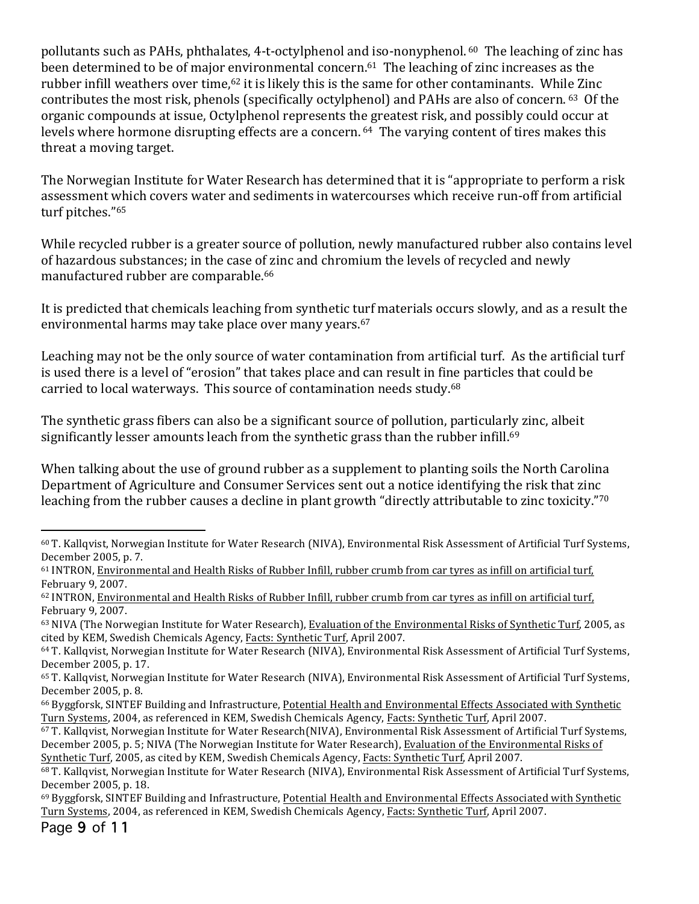pollutants such as PAHs, phthalates, 4-t-octylphenol and iso-nonyphenol.[60] The leaching of zinc has been determined to be of major environmental concern.[61] The leaching of zinc increases as the rubber infill weathers over time,[62] it is likely this is the same for other contaminants. While Zinc contributes the most risk, phenols (specifically octylphenol) and PAHs are also of concern.[63] Of the organic compounds at issue, Octylphenol represents the greatest risk, and possibly could occur at levels where hormone disrupting effects are a concern.[64] The varying content of tires makes this threat a moving target.

The Norwegian Institute for Water Research has determined that it is "appropriate to perform a risk assessment which covers water and sediments in watercourses which receive run-off from artificial turf pitches."[65]

While recycled rubber is a greater source of pollution, newly manufactured rubber also contains level of hazardous substances; in the case of zinc and chromium the levels of recycled and newly manufactured rubber are comparable.[66]

It is predicted that chemicals leaching from synthetic turf materials occurs slowly, and as a result the environmental harms may take place over many years.[67]

Leaching may not be the only source of water contamination from artificial turf. As the artificial turf is used there is a level of "erosion" that takes place and can result in fine particles that could be carried to local waterways. This source of contamination needs study.[68]

The synthetic grass fibers can also be a significant source of pollution, particularly zinc, albeit significantly lesser amounts leach from the synthetic grass than the rubber infill.[69]

When talking about the use of ground rubber as a supplement to planting soils the North Carolina Department of Agriculture and Consumer Services sent out a notice identifying the risk that zinc leaching from the rubber causes a decline in plant growth "directly attributable to zinc toxicity."[70]

---

[60] T. Kallqvist, Norwegian Institute for Water Research (NIVA), Environmental Risk Assessment of Artificial Turf Systems, December 2005, p. 7.

[61] INTRON, Environmental and Health Risks of Rubber Infill, rubber crumb from car tyres as infill on artificial turf, February 9, 2007.

[62] INTRON, Environmental and Health Risks of Rubber Infill, rubber crumb from car tyres as infill on artificial turf, February 9, 2007.

[63] NIVA (The Norwegian Institute for Water Research), Evaluation of the Environmental Risks of Synthetic Turf, 2005, as cited by KEM, Swedish Chemicals Agency, Facts: Synthetic Turf, April 2007.

[64] T. Kallqvist, Norwegian Institute for Water Research (NIVA), Environmental Risk Assessment of Artificial Turf Systems, December 2005, p. 17.

[65] T. Kallqvist, Norwegian Institute for Water Research (NIVA), Environmental Risk Assessment of Artificial Turf Systems, December 2005, p. 8.

[66] Byggforsk, SINTEF Building and Infrastructure, Potential Health and Environmental Effects Associated with Synthetic Turn Systems, 2004, as referenced in KEM, Swedish Chemicals Agency, Facts: Synthetic Turf, April 2007.

[67] T. Kallqvist, Norwegian Institute for Water Research(NIVA), Environmental Risk Assessment of Artificial Turf Systems, December 2005, p. 5; NIVA (The Norwegian Institute for Water Research), Evaluation of the Environmental Risks of Synthetic Turf, 2005, as cited by KEM, Swedish Chemicals Agency, Facts: Synthetic Turf, April 2007.

[68] T. Kallqvist, Norwegian Institute for Water Research (NIVA), Environmental Risk Assessment of Artificial Turf Systems, December 2005, p. 18.

[69] Byggforsk, SINTEF Building and Infrastructure, Potential Health and Environmental Effects Associated with Synthetic Turn Systems, 2004, as referenced in KEM, Swedish Chemicals Agency, Facts: Synthetic Turf, April 2007.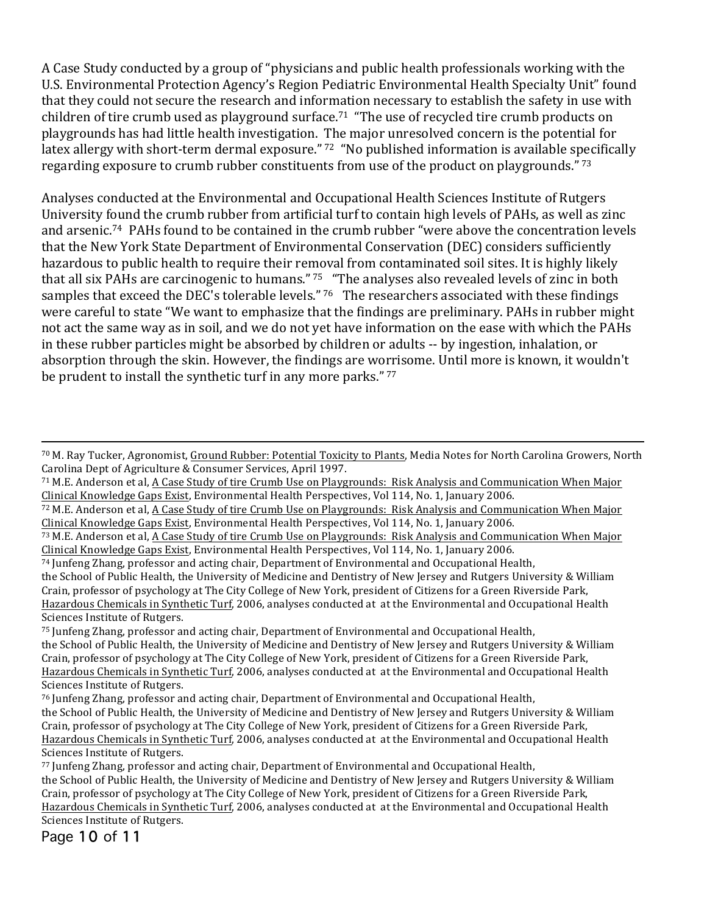A Case Study conducted by a group of "physicians and public health professionals working with the U.S. Environmental Protection Agency's Region Pediatric Environmental Health Specialty Unit" found that they could not secure the research and information necessary to establish the safety in use with children of tire crumb used as playground surface.[71] "The use of recycled tire crumb products on playgrounds has had little health investigation. The major unresolved concern is the potential for latex allergy with short-term dermal exposure." [72] "No published information is available specifically regarding exposure to crumb rubber constituents from use of the product on playgrounds." [73]

Analyses conducted at the Environmental and Occupational Health Sciences Institute of Rutgers University found the crumb rubber from artificial turf to contain high levels of PAHs, as well as zinc and arsenic.[74] PAHs found to be contained in the crumb rubber "were above the concentration levels that the New York State Department of Environmental Conservation (DEC) considers sufficiently hazardous to public health to require their removal from contaminated soil sites. It is highly likely that all six PAHs are carcinogenic to humans." [75] "The analyses also revealed levels of zinc in both samples that exceed the DEC's tolerable levels." [76] The researchers associated with these findings were careful to state "We want to emphasize that the findings are preliminary. PAHs in rubber might not act the same way as in soil, and we do not yet have information on the ease with which the PAHs in these rubber particles might be absorbed by children or adults -- by ingestion, inhalation, or absorption through the skin. However, the findings are worrisome. Until more is known, it wouldn't be prudent to install the synthetic turf in any more parks." [77]

---

[70] M. Ray Tucker, Agronomist, Ground Rubber: Potential Toxicity to Plants, Media Notes for North Carolina Growers, North Carolina Dept of Agriculture & Consumer Services, April 1997.

[71] M.E. Anderson et al, A Case Study of tire Crumb Use on Playgrounds: Risk Analysis and Communication When Major Clinical Knowledge Gaps Exist, Environmental Health Perspectives, Vol 114, No. 1, January 2006.

[72] M.E. Anderson et al, A Case Study of tire Crumb Use on Playgrounds: Risk Analysis and Communication When Major Clinical Knowledge Gaps Exist, Environmental Health Perspectives, Vol 114, No. 1, January 2006.

[73] M.E. Anderson et al, A Case Study of tire Crumb Use on Playgrounds: Risk Analysis and Communication When Major Clinical Knowledge Gaps Exist, Environmental Health Perspectives, Vol 114, No. 1, January 2006.

[74] Junfeng Zhang, professor and acting chair, Department of Environmental and Occupational Health, the School of Public Health, the University of Medicine and Dentistry of New Jersey and Rutgers University & William Crain, professor of psychology at The City College of New York, president of Citizens for a Green Riverside Park, Hazardous Chemicals in Synthetic Turf, 2006, analyses conducted at at the Environmental and Occupational Health Sciences Institute of Rutgers.

[75] Junfeng Zhang, professor and acting chair, Department of Environmental and Occupational Health, the School of Public Health, the University of Medicine and Dentistry of New Jersey and Rutgers University & William Crain, professor of psychology at The City College of New York, president of Citizens for a Green Riverside Park, Hazardous Chemicals in Synthetic Turf, 2006, analyses conducted at at the Environmental and Occupational Health Sciences Institute of Rutgers.

[76] Junfeng Zhang, professor and acting chair, Department of Environmental and Occupational Health, the School of Public Health, the University of Medicine and Dentistry of New Jersey and Rutgers University & William Crain, professor of psychology at The City College of New York, president of Citizens for a Green Riverside Park, Hazardous Chemicals in Synthetic Turf, 2006, analyses conducted at at the Environmental and Occupational Health Sciences Institute of Rutgers.

[77] Junfeng Zhang, professor and acting chair, Department of Environmental and Occupational Health, the School of Public Health, the University of Medicine and Dentistry of New Jersey and Rutgers University & William Crain, professor of psychology at The City College of New York, president of Citizens for a Green Riverside Park, Hazardous Chemicals in Synthetic Turf, 2006, analyses conducted at at the Environmental and Occupational Health Sciences Institute of Rutgers.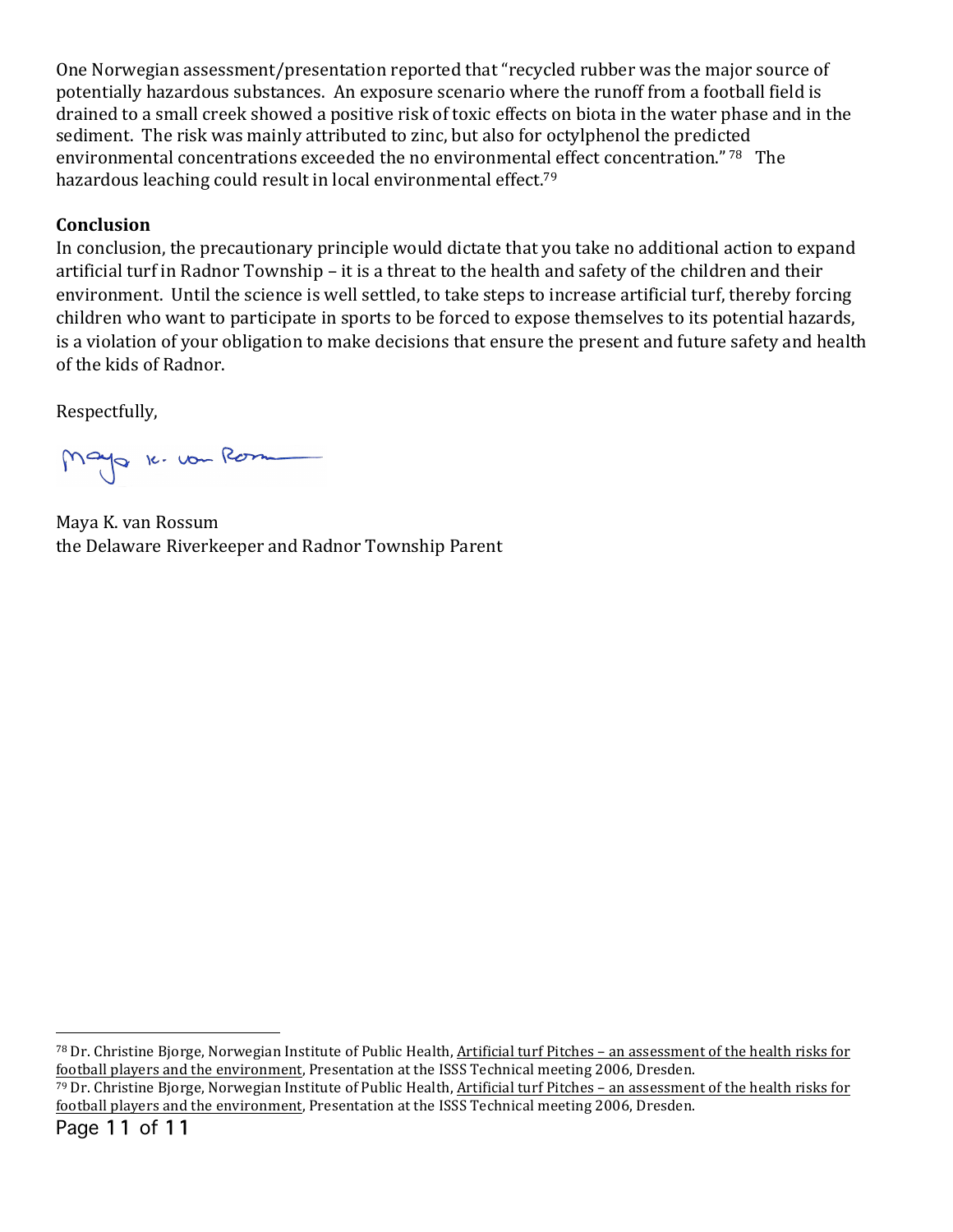One Norwegian assessment/presentation reported that "recycled rubber was the major source of potentially hazardous substances. An exposure scenario where the runoff from a football field is drained to a small creek showed a positive risk of toxic effects on biota in the water phase and in the sediment. The risk was mainly attributed to zinc, but also for octylphenol the predicted environmental concentrations exceeded the no environmental effect concentration."[78] The hazardous leaching could result in local environmental effect.[79]

**Conclusion**

In conclusion, the precautionary principle would dictate that you take no additional action to expand artificial turf in Radnor Township – it is a threat to the health and safety of the children and their environment. Until the science is well settled, to take steps to increase artificial turf, thereby forcing children who want to participate in sports to be forced to expose themselves to its potential hazards, is a violation of your obligation to make decisions that ensure the present and future safety and health of the kids of Radnor.

Respectfully,

Maya K. van Rossum
the Delaware Riverkeeper and Radnor Township Parent

---

[78] Dr. Christine Bjorge, Norwegian Institute of Public Health, Artificial turf Pitches – an assessment of the health risks for football players and the environment, Presentation at the ISSS Technical meeting 2006, Dresden.

[79] Dr. Christine Bjorge, Norwegian Institute of Public Health, Artificial turf Pitches – an assessment of the health risks for football players and the environment, Presentation at the ISSS Technical meeting 2006, Dresden.